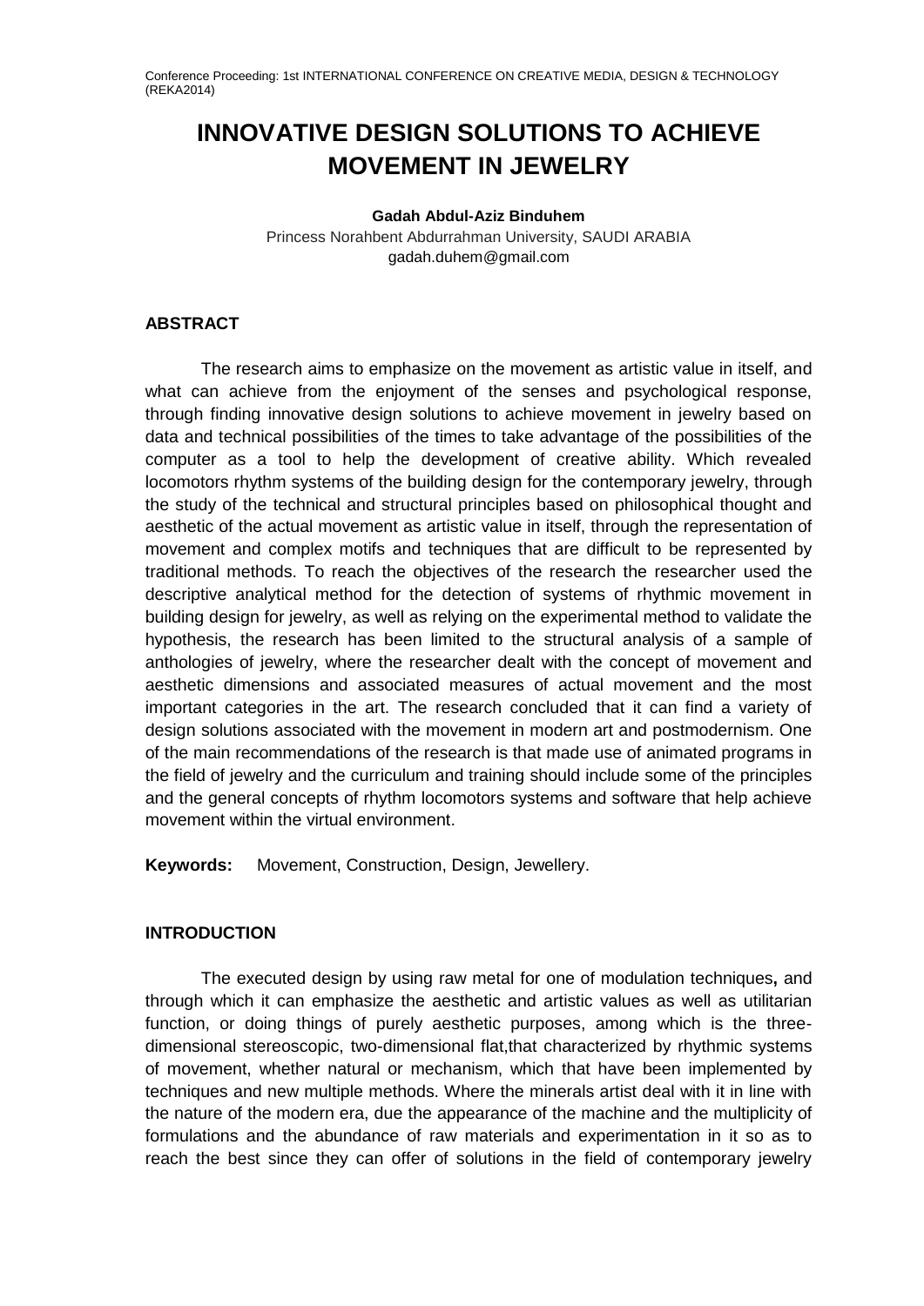# INNOVATIVE DESIGN SOLUTIONS TO ACHIEVE MOVEMENT IN JEWELRY

**Gadah Abdul-Aziz Binduhem**

Princess Norahbent Abdurrahman University, SAUDI ARABIA

gadah.duhem@gmail.com

## ABSTRACT

The research aims to emphasize on the movement as artistic value in itself, and what can achieve from the enjoyment of the senses and psychological response, through finding innovative design solutions to achieve movement in jewelry based on data and technical possibilities of the times to take advantage of the possibilities of the computer as a tool to help the development of creative ability. Which revealed locomotors rhythm systems of the building design for the contemporary jewelry, through the study of the technical and structural principles based on philosophical thought and aesthetic of the actual movement as artistic value in itself, through the representation of movement and complex motifs and techniques that are difficult to be represented by traditional methods. To reach the objectives of the research the researcher used the descriptive analytical method for the detection of systems of rhythmic movement in building design for jewelry, as well as relying on the experimental method to validate the hypothesis, the research has been limited to the structural analysis of a sample of anthologies of jewelry, where the researcher dealt with the concept of movement and aesthetic dimensions and associated measures of actual movement and the most important categories in the art. The research concluded that it can find a variety of design solutions associated with the movement in modern art and postmodernism. One of the main recommendations of the research is that made use of animated programs in the field of jewelry and the curriculum and training should include some of the principles and the general concepts of rhythm locomotors systems and software that help achieve movement within the virtual environment.

**Keywords:** Movement, Construction, Design, Jewellery.

## INTRODUCTION

The executed design by using raw metal for one of modulation techniques**,** and through which it can emphasize the aesthetic and artistic values as well as utilitarian function, or doing things of purely aesthetic purposes, among which is the three-dimensional stereoscopic, two-dimensional flat,that characterized by rhythmic systems of movement, whether natural or mechanism, which that have been implemented by techniques and new multiple methods. Where the minerals artist deal with it in line with the nature of the modern era, due the appearance of the machine and the multiplicity of formulations and the abundance of raw materials and experimentation in it so as to reach the best since they can offer of solutions in the field of contemporary jewelry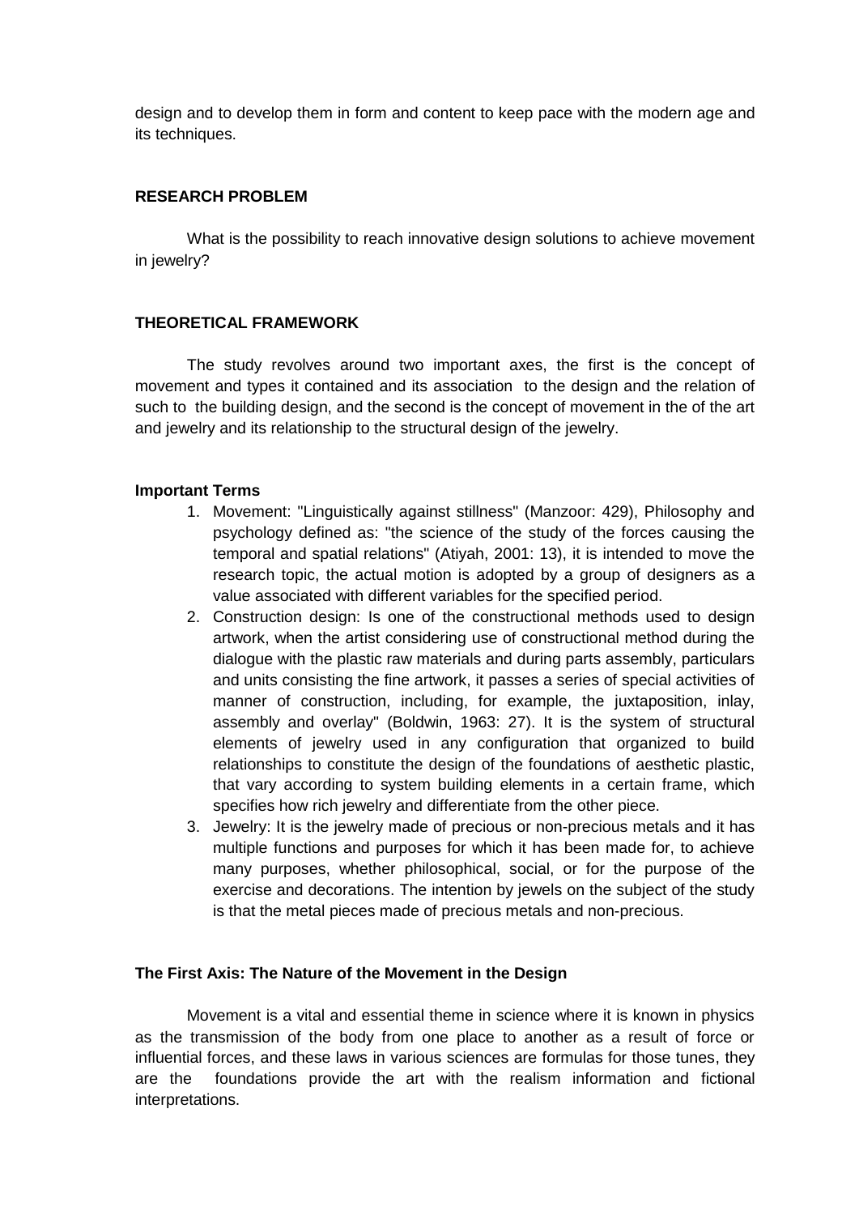design and to develop them in form and content to keep pace with the modern age and its techniques.

## RESEARCH PROBLEM

What is the possibility to reach innovative design solutions to achieve movement in jewelry?

## THEORETICAL FRAMEWORK

The study revolves around two important axes, the first is the concept of movement and types it contained and its association to the design and the relation of such to the building design, and the second is the concept of movement in the of the art and jewelry and its relationship to the structural design of the jewelry.

### Important Terms

1. Movement: "Linguistically against stillness" (Manzoor: 429), Philosophy and psychology defined as: "the science of the study of the forces causing the temporal and spatial relations" (Atiyah, 2001: 13), it is intended to move the research topic, the actual motion is adopted by a group of designers as a value associated with different variables for the specified period.
2. Construction design: Is one of the constructional methods used to design artwork, when the artist considering use of constructional method during the dialogue with the plastic raw materials and during parts assembly, particulars and units consisting the fine artwork, it passes a series of special activities of manner of construction, including, for example, the juxtaposition, inlay, assembly and overlay" (Boldwin, 1963: 27). It is the system of structural elements of jewelry used in any configuration that organized to build relationships to constitute the design of the foundations of aesthetic plastic, that vary according to system building elements in a certain frame, which specifies how rich jewelry and differentiate from the other piece.
3. Jewelry: It is the jewelry made of precious or non-precious metals and it has multiple functions and purposes for which it has been made for, to achieve many purposes, whether philosophical, social, or for the purpose of the exercise and decorations. The intention by jewels on the subject of the study is that the metal pieces made of precious metals and non-precious.

### The First Axis: The Nature of the Movement in the Design

Movement is a vital and essential theme in science where it is known in physics as the transmission of the body from one place to another as a result of force or influential forces, and these laws in various sciences are formulas for those tunes, they are the foundations provide the art with the realism information and fictional interpretations.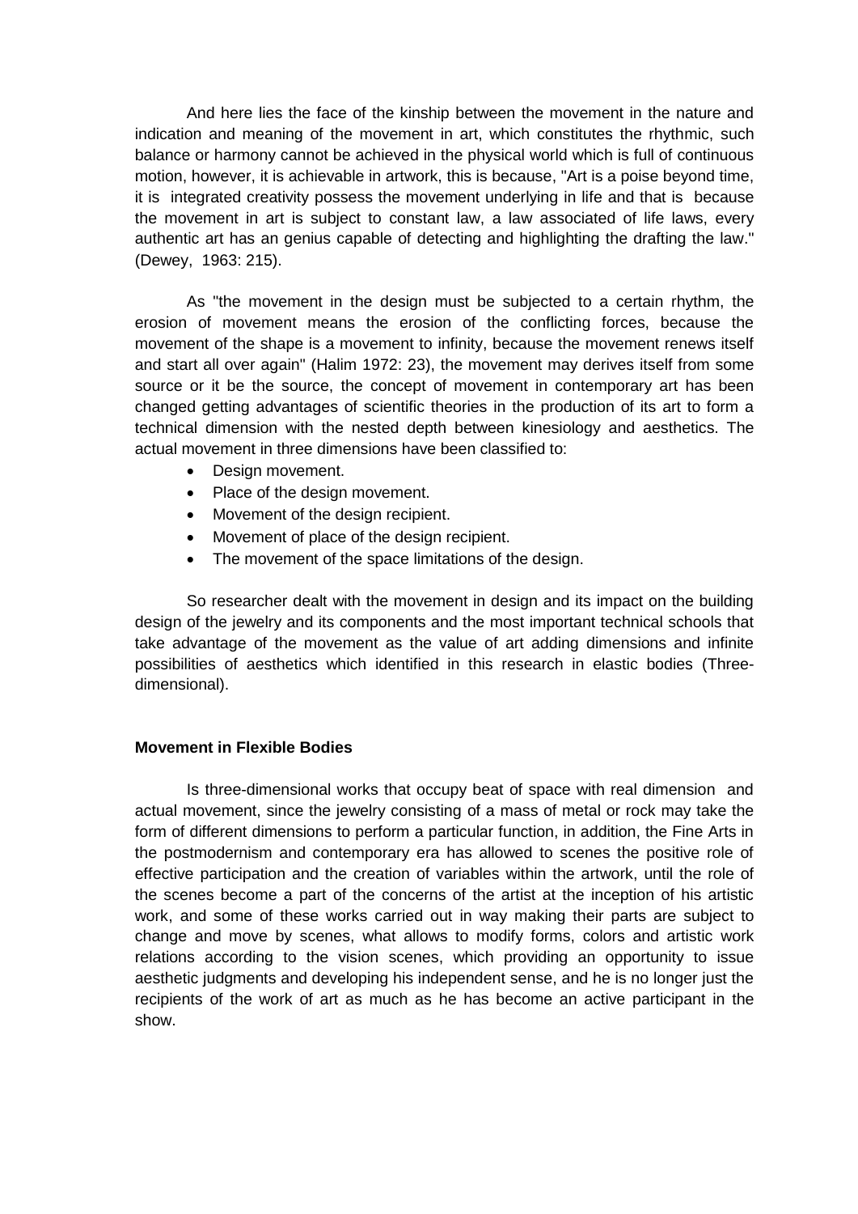And here lies the face of the kinship between the movement in the nature and indication and meaning of the movement in art, which constitutes the rhythmic, such balance or harmony cannot be achieved in the physical world which is full of continuous motion, however, it is achievable in artwork, this is because, "Art is a poise beyond time, it is integrated creativity possess the movement underlying in life and that is because the movement in art is subject to constant law, a law associated of life laws, every authentic art has an genius capable of detecting and highlighting the drafting the law." (Dewey, 1963: 215).

As "the movement in the design must be subjected to a certain rhythm, the erosion of movement means the erosion of the conflicting forces, because the movement of the shape is a movement to infinity, because the movement renews itself and start all over again" (Halim 1972: 23), the movement may derives itself from some source or it be the source, the concept of movement in contemporary art has been changed getting advantages of scientific theories in the production of its art to form a technical dimension with the nested depth between kinesiology and aesthetics. The actual movement in three dimensions have been classified to:

- Design movement.
- Place of the design movement.
- Movement of the design recipient.
- Movement of place of the design recipient.
- The movement of the space limitations of the design.

So researcher dealt with the movement in design and its impact on the building design of the jewelry and its components and the most important technical schools that take advantage of the movement as the value of art adding dimensions and infinite possibilities of aesthetics which identified in this research in elastic bodies (Three-dimensional).

**Movement in Flexible Bodies**

Is three-dimensional works that occupy beat of space with real dimension and actual movement, since the jewelry consisting of a mass of metal or rock may take the form of different dimensions to perform a particular function, in addition, the Fine Arts in the postmodernism and contemporary era has allowed to scenes the positive role of effective participation and the creation of variables within the artwork, until the role of the scenes become a part of the concerns of the artist at the inception of his artistic work, and some of these works carried out in way making their parts are subject to change and move by scenes, what allows to modify forms, colors and artistic work relations according to the vision scenes, which providing an opportunity to issue aesthetic judgments and developing his independent sense, and he is no longer just the recipients of the work of art as much as he has become an active participant in the show.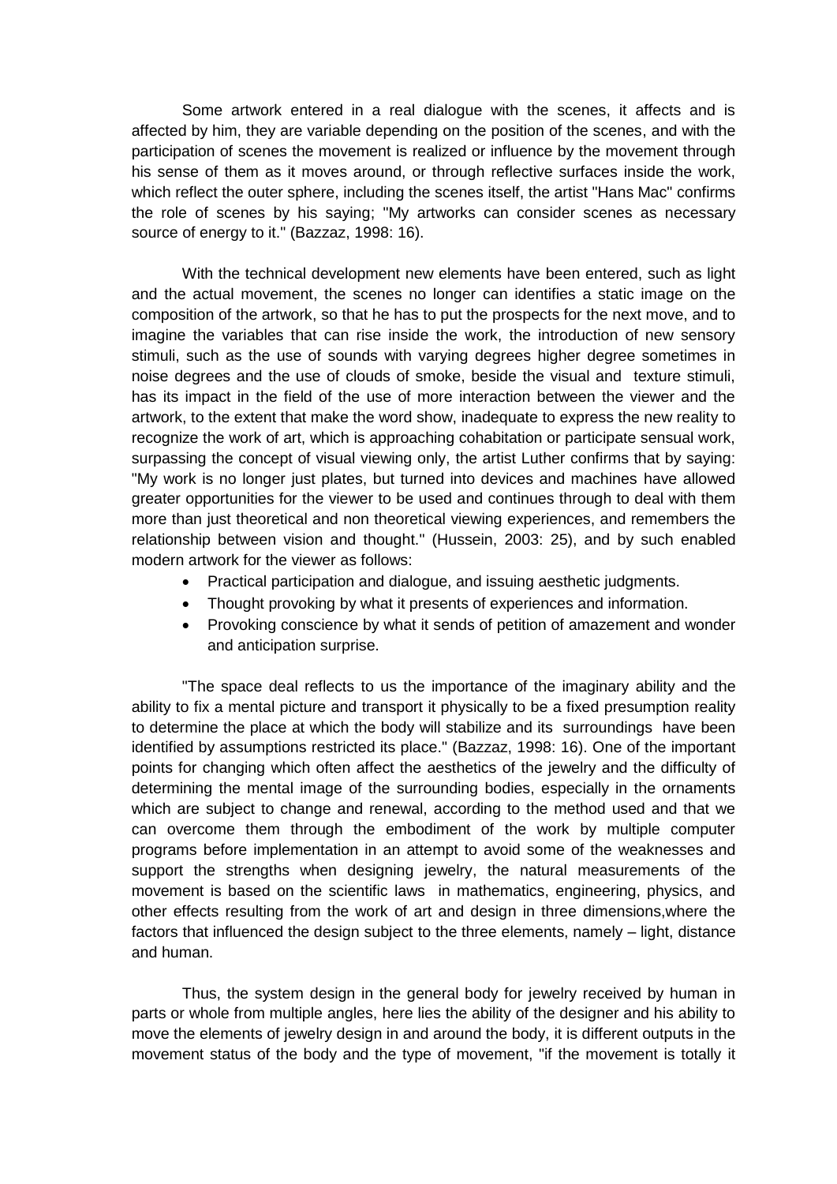Some artwork entered in a real dialogue with the scenes, it affects and is affected by him, they are variable depending on the position of the scenes, and with the participation of scenes the movement is realized or influence by the movement through his sense of them as it moves around, or through reflective surfaces inside the work, which reflect the outer sphere, including the scenes itself, the artist "Hans Mac" confirms the role of scenes by his saying; "My artworks can consider scenes as necessary source of energy to it." (Bazzaz, 1998: 16).

With the technical development new elements have been entered, such as light and the actual movement, the scenes no longer can identifies a static image on the composition of the artwork, so that he has to put the prospects for the next move, and to imagine the variables that can rise inside the work, the introduction of new sensory stimuli, such as the use of sounds with varying degrees higher degree sometimes in noise degrees and the use of clouds of smoke, beside the visual and texture stimuli, has its impact in the field of the use of more interaction between the viewer and the artwork, to the extent that make the word show, inadequate to express the new reality to recognize the work of art, which is approaching cohabitation or participate sensual work, surpassing the concept of visual viewing only, the artist Luther confirms that by saying: "My work is no longer just plates, but turned into devices and machines have allowed greater opportunities for the viewer to be used and continues through to deal with them more than just theoretical and non theoretical viewing experiences, and remembers the relationship between vision and thought." (Hussein, 2003: 25), and by such enabled modern artwork for the viewer as follows:

- Practical participation and dialogue, and issuing aesthetic judgments.
- Thought provoking by what it presents of experiences and information.
- Provoking conscience by what it sends of petition of amazement and wonder and anticipation surprise.

"The space deal reflects to us the importance of the imaginary ability and the ability to fix a mental picture and transport it physically to be a fixed presumption reality to determine the place at which the body will stabilize and its surroundings have been identified by assumptions restricted its place." (Bazzaz, 1998: 16). One of the important points for changing which often affect the aesthetics of the jewelry and the difficulty of determining the mental image of the surrounding bodies, especially in the ornaments which are subject to change and renewal, according to the method used and that we can overcome them through the embodiment of the work by multiple computer programs before implementation in an attempt to avoid some of the weaknesses and support the strengths when designing jewelry, the natural measurements of the movement is based on the scientific laws in mathematics, engineering, physics, and other effects resulting from the work of art and design in three dimensions,where the factors that influenced the design subject to the three elements, namely – light, distance and human.

Thus, the system design in the general body for jewelry received by human in parts or whole from multiple angles, here lies the ability of the designer and his ability to move the elements of jewelry design in and around the body, it is different outputs in the movement status of the body and the type of movement, "if the movement is totally it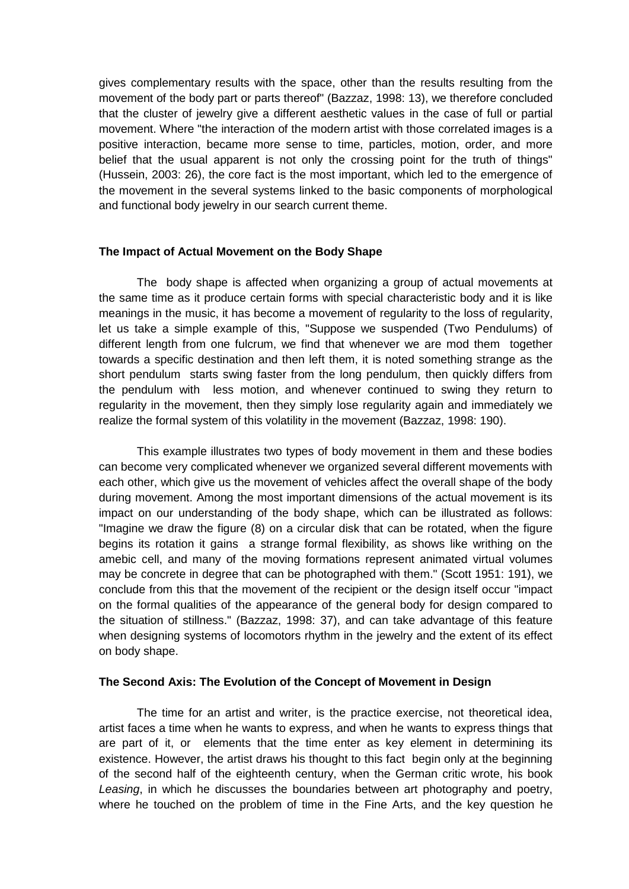gives complementary results with the space, other than the results resulting from the movement of the body part or parts thereof" (Bazzaz, 1998: 13), we therefore concluded that the cluster of jewelry give a different aesthetic values in the case of full or partial movement. Where "the interaction of the modern artist with those correlated images is a positive interaction, became more sense to time, particles, motion, order, and more belief that the usual apparent is not only the crossing point for the truth of things" (Hussein, 2003: 26), the core fact is the most important, which led to the emergence of the movement in the several systems linked to the basic components of morphological and functional body jewelry in our search current theme.

**The Impact of Actual Movement on the Body Shape**

The body shape is affected when organizing a group of actual movements at the same time as it produce certain forms with special characteristic body and it is like meanings in the music, it has become a movement of regularity to the loss of regularity, let us take a simple example of this, "Suppose we suspended (Two Pendulums) of different length from one fulcrum, we find that whenever we are mod them together towards a specific destination and then left them, it is noted something strange as the short pendulum starts swing faster from the long pendulum, then quickly differs from the pendulum with less motion, and whenever continued to swing they return to regularity in the movement, then they simply lose regularity again and immediately we realize the formal system of this volatility in the movement (Bazzaz, 1998: 190).

This example illustrates two types of body movement in them and these bodies can become very complicated whenever we organized several different movements with each other, which give us the movement of vehicles affect the overall shape of the body during movement. Among the most important dimensions of the actual movement is its impact on our understanding of the body shape, which can be illustrated as follows: "Imagine we draw the figure (8) on a circular disk that can be rotated, when the figure begins its rotation it gains a strange formal flexibility, as shows like writhing on the amebic cell, and many of the moving formations represent animated virtual volumes may be concrete in degree that can be photographed with them." (Scott 1951: 191), we conclude from this that the movement of the recipient or the design itself occur "impact on the formal qualities of the appearance of the general body for design compared to the situation of stillness." (Bazzaz, 1998: 37), and can take advantage of this feature when designing systems of locomotors rhythm in the jewelry and the extent of its effect on body shape.

**The Second Axis: The Evolution of the Concept of Movement in Design**

The time for an artist and writer, is the practice exercise, not theoretical idea, artist faces a time when he wants to express, and when he wants to express things that are part of it, or elements that the time enter as key element in determining its existence. However, the artist draws his thought to this fact begin only at the beginning of the second half of the eighteenth century, when the German critic wrote, his book *Leasing*, in which he discusses the boundaries between art photography and poetry, where he touched on the problem of time in the Fine Arts, and the key question he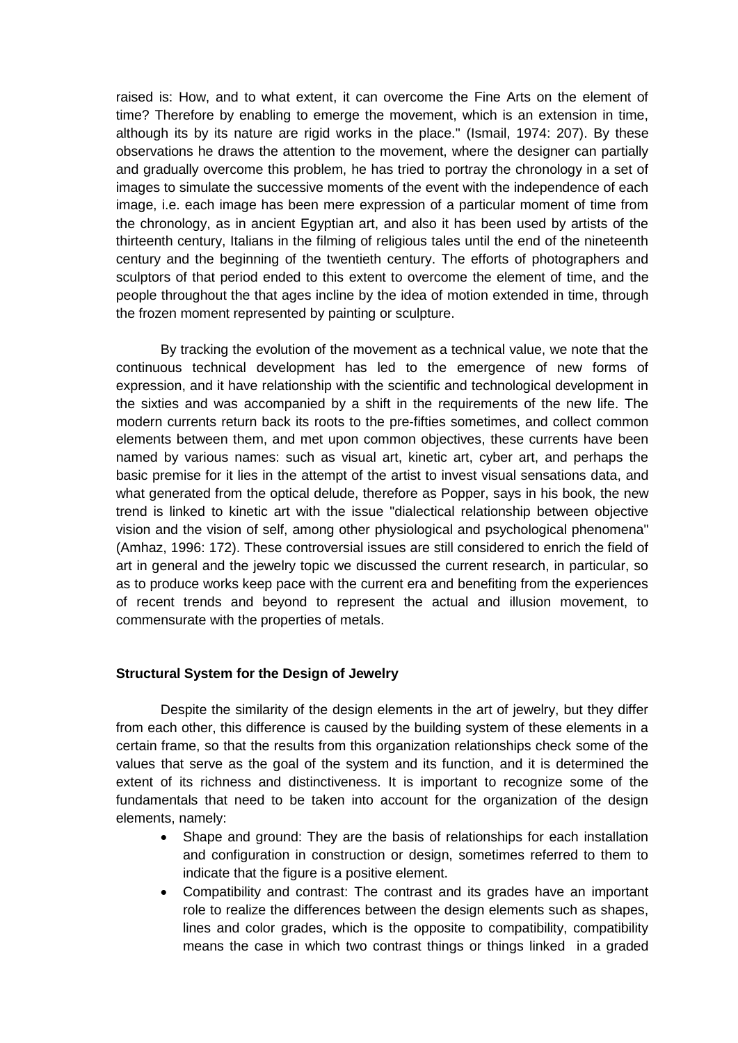raised is: How, and to what extent, it can overcome the Fine Arts on the element of time? Therefore by enabling to emerge the movement, which is an extension in time, although its by its nature are rigid works in the place." (Ismail, 1974: 207). By these observations he draws the attention to the movement, where the designer can partially and gradually overcome this problem, he has tried to portray the chronology in a set of images to simulate the successive moments of the event with the independence of each image, i.e. each image has been mere expression of a particular moment of time from the chronology, as in ancient Egyptian art, and also it has been used by artists of the thirteenth century, Italians in the filming of religious tales until the end of the nineteenth century and the beginning of the twentieth century. The efforts of photographers and sculptors of that period ended to this extent to overcome the element of time, and the people throughout the that ages incline by the idea of motion extended in time, through the frozen moment represented by painting or sculpture.

By tracking the evolution of the movement as a technical value, we note that the continuous technical development has led to the emergence of new forms of expression, and it have relationship with the scientific and technological development in the sixties and was accompanied by a shift in the requirements of the new life. The modern currents return back its roots to the pre-fifties sometimes, and collect common elements between them, and met upon common objectives, these currents have been named by various names: such as visual art, kinetic art, cyber art, and perhaps the basic premise for it lies in the attempt of the artist to invest visual sensations data, and what generated from the optical delude, therefore as Popper, says in his book, the new trend is linked to kinetic art with the issue "dialectical relationship between objective vision and the vision of self, among other physiological and psychological phenomena" (Amhaz, 1996: 172). These controversial issues are still considered to enrich the field of art in general and the jewelry topic we discussed the current research, in particular, so as to produce works keep pace with the current era and benefiting from the experiences of recent trends and beyond to represent the actual and illusion movement, to commensurate with the properties of metals.

**Structural System for the Design of Jewelry**

Despite the similarity of the design elements in the art of jewelry, but they differ from each other, this difference is caused by the building system of these elements in a certain frame, so that the results from this organization relationships check some of the values that serve as the goal of the system and its function, and it is determined the extent of its richness and distinctiveness. It is important to recognize some of the fundamentals that need to be taken into account for the organization of the design elements, namely:

- Shape and ground: They are the basis of relationships for each installation and configuration in construction or design, sometimes referred to them to indicate that the figure is a positive element.
- Compatibility and contrast: The contrast and its grades have an important role to realize the differences between the design elements such as shapes, lines and color grades, which is the opposite to compatibility, compatibility means the case in which two contrast things or things linked in a graded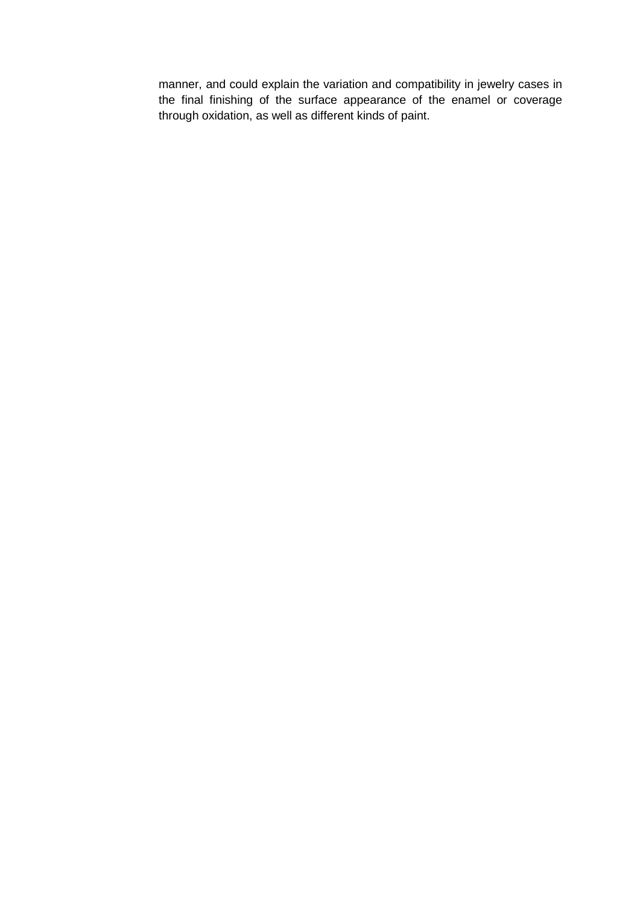manner, and could explain the variation and compatibility in jewelry cases in the final finishing of the surface appearance of the enamel or coverage through oxidation, as well as different kinds of paint.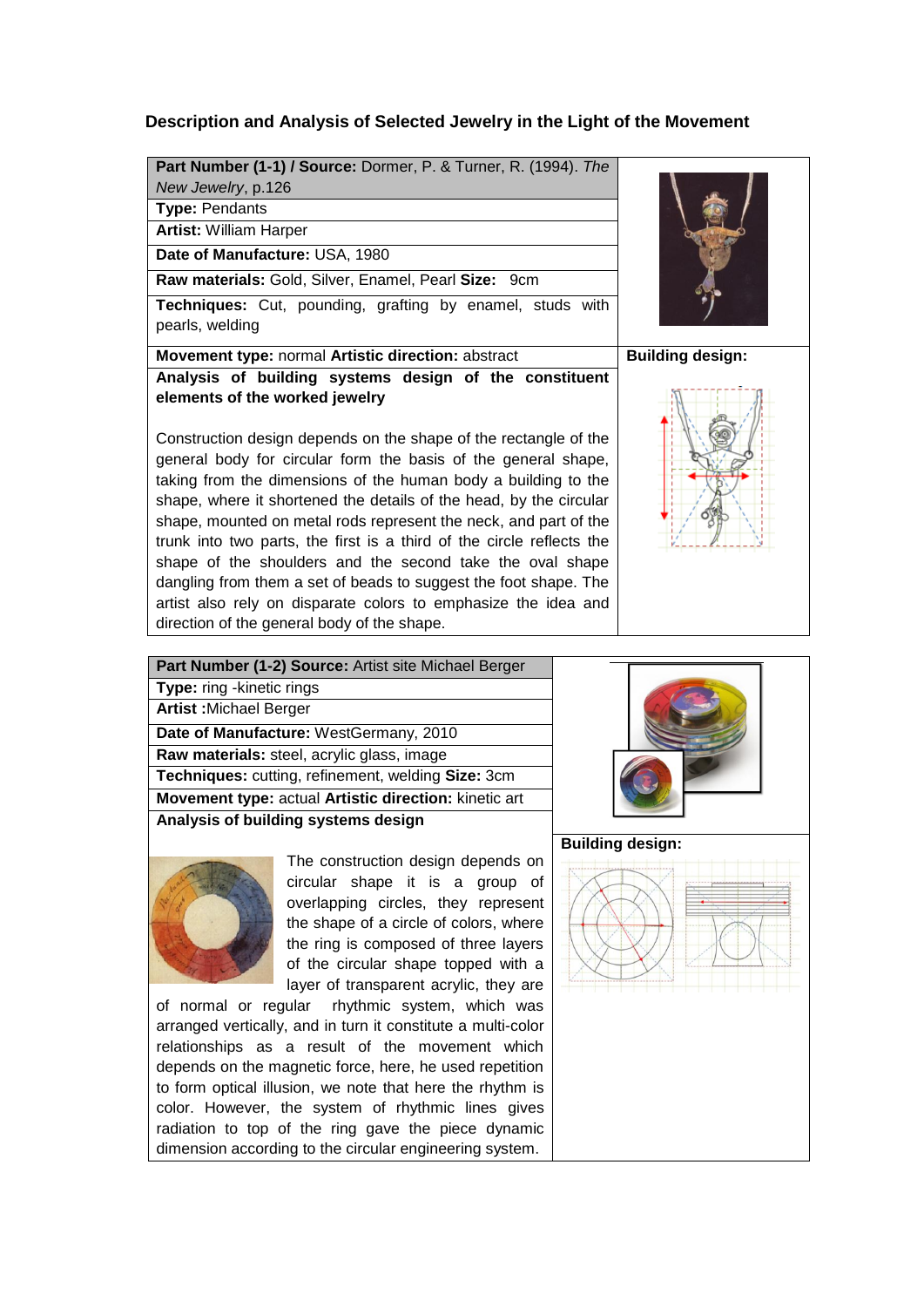### Description and Analysis of Selected Jewelry in the Light of the Movement

| | |
|---|---|
| **Part Number (1-1) / Source:** Dormer, P. & Turner, R. (1994). *The New Jewelry*, p.126 | |
| **Type:** Pendants | |
| **Artist:** William Harper | |
| **Date of Manufacture:** USA, 1980 | |
| **Raw materials:** Gold, Silver, Enamel, Pearl **Size:** 9cm | |
| **Techniques:** Cut, pounding, grafting by enamel, studs with pearls, welding | |
| **Movement type:** normal **Artistic direction:** abstract | **Building design:** |
| **Analysis of building systems design of the constituent elements of the worked jewelry**<br><br>Construction design depends on the shape of the rectangle of the general body for circular form the basis of the general shape, taking from the dimensions of the human body a building to the shape, where it shortened the details of the head, by the circular shape, mounted on metal rods represent the neck, and part of the trunk into two parts, the first is a third of the circle reflects the shape of the shoulders and the second take the oval shape dangling from them a set of beads to suggest the foot shape. The artist also rely on disparate colors to emphasize the idea and direction of the general body of the shape. | |

| | |
|---|---|
| **Part Number (1-2) Source:** Artist site Michael Berger | |
| **Type:** ring -kinetic rings | |
| **Artist :**Michael Berger | |
| **Date of Manufacture:** WestGermany, 2010 | |
| **Raw materials:** steel, acrylic glass, image | |
| **Techniques:** cutting, refinement, welding **Size:** 3cm | |
| **Movement type:** actual **Artistic direction:** kinetic art | |
| **Analysis of building systems design** | **Building design:** |
| The construction design depends on circular shape it is a group of overlapping circles, they represent the shape of a circle of colors, where the ring is composed of three layers of the circular shape topped with a layer of transparent acrylic, they are of normal or regular rhythmic system, which was arranged vertically, and in turn it constitute a multi-color relationships as a result of the movement which depends on the magnetic force, here, he used repetition to form optical illusion, we note that here the rhythm is color. However, the system of rhythmic lines gives radiation to top of the ring gave the piece dynamic dimension according to the circular engineering system. | |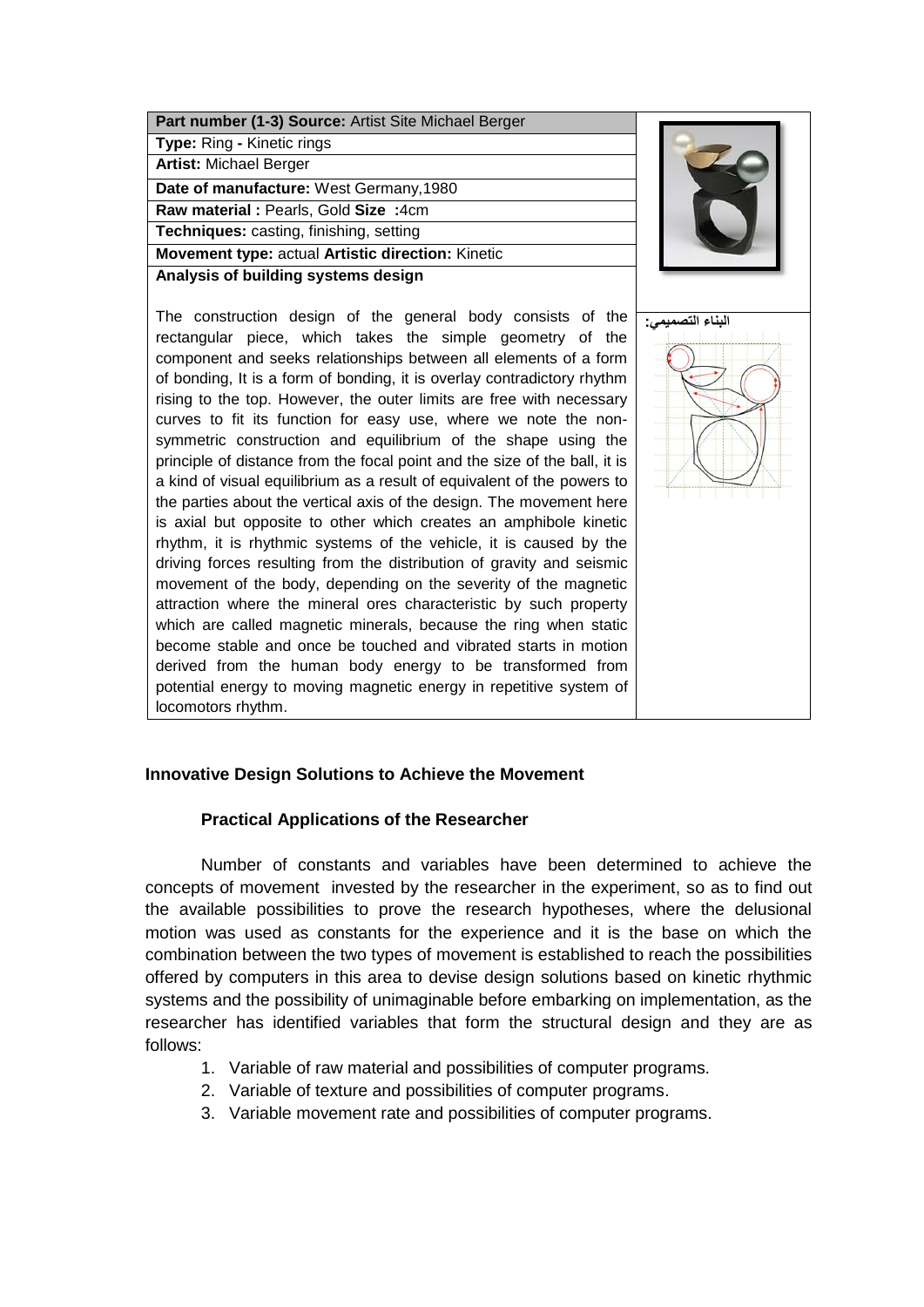| Part number (1-3) Source: Artist Site Michael Berger | |
|---|---|
| **Type:** Ring - Kinetic rings | |
| **Artist:** Michael Berger | |
| **Date of manufacture:** West Germany,1980 | |
| **Raw material :** Pearls, Gold **Size :**4cm | |
| **Techniques:** casting, finishing, setting | |
| **Movement type:** actual **Artistic direction:** Kinetic | |
| **Analysis of building systems design** | |
| The construction design of the general body consists of the rectangular piece, which takes the simple geometry of the component and seeks relationships between all elements of a form of bonding, It is a form of bonding, it is overlay contradictory rhythm rising to the top. However, the outer limits are free with necessary curves to fit its function for easy use, where we note the non-symmetric construction and equilibrium of the shape using the principle of distance from the focal point and the size of the ball, it is a kind of visual equilibrium as a result of equivalent of the powers to the parties about the vertical axis of the design. The movement here is axial but opposite to other which creates an amphibole kinetic rhythm, it is rhythmic systems of the vehicle, it is caused by the driving forces resulting from the distribution of gravity and seismic movement of the body, depending on the severity of the magnetic attraction where the mineral ores characteristic by such property which are called magnetic minerals, because the ring when static become stable and once be touched and vibrated starts in motion derived from the human body energy to be transformed from potential energy to moving magnetic energy in repetitive system of locomotors rhythm. | البناء التصميمي: |

### Innovative Design Solutions to Achieve the Movement

#### Practical Applications of the Researcher

Number of constants and variables have been determined to achieve the concepts of movement invested by the researcher in the experiment, so as to find out the available possibilities to prove the research hypotheses, where the delusional motion was used as constants for the experience and it is the base on which the combination between the two types of movement is established to reach the possibilities offered by computers in this area to devise design solutions based on kinetic rhythmic systems and the possibility of unimaginable before embarking on implementation, as the researcher has identified variables that form the structural design and they are as follows:

1. Variable of raw material and possibilities of computer programs.
2. Variable of texture and possibilities of computer programs.
3. Variable movement rate and possibilities of computer programs.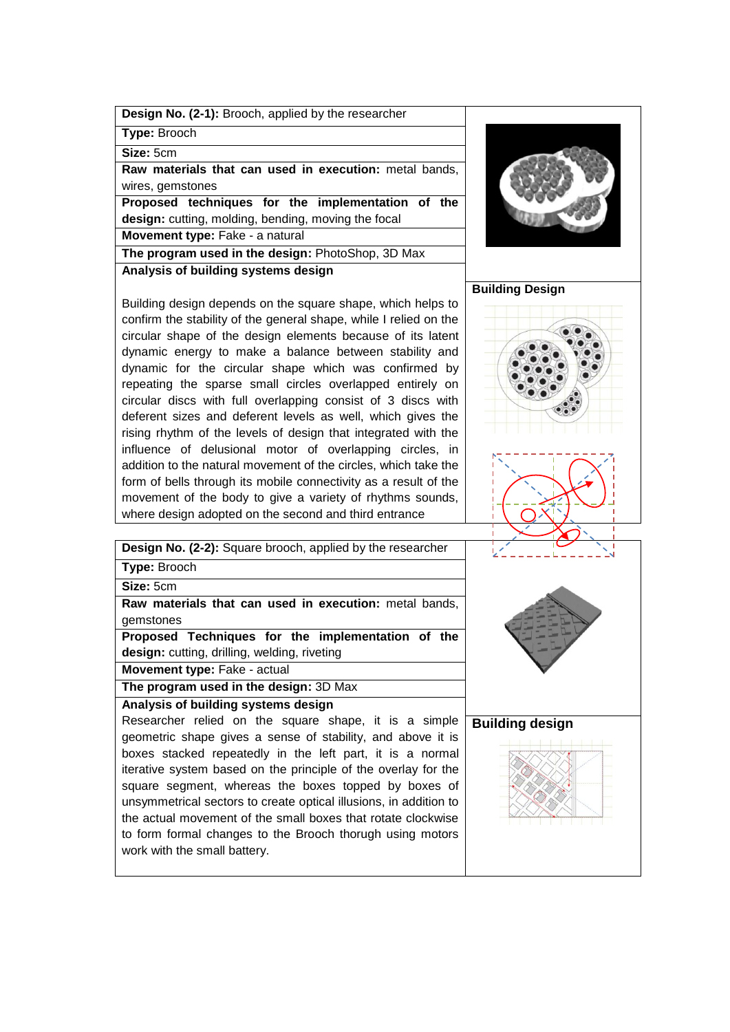| **Design No. (2-1):** Brooch, applied by the researcher | |
|---|---|
| **Type:** Brooch | |
| **Size:** 5cm | |
| **Raw materials that can used in execution:** metal bands, wires, gemstones | |
| **Proposed techniques for the implementation of the design:** cutting, molding, bending, moving the focal | |
| **Movement type:** Fake - a natural | |
| **The program used in the design:** PhotoShop, 3D Max | |
| **Analysis of building systems design** | **Building Design** |
| Building design depends on the square shape, which helps to confirm the stability of the general shape, while I relied on the circular shape of the design elements because of its latent dynamic energy to make a balance between stability and dynamic for the circular shape which was confirmed by repeating the sparse small circles overlapped entirely on circular discs with full overlapping consist of 3 discs with deferent sizes and deferent levels as well, which gives the rising rhythm of the levels of design that integrated with the influence of delusional motor of overlapping circles, in addition to the natural movement of the circles, which take the form of bells through its mobile connectivity as a result of the movement of the body to give a variety of rhythms sounds, where design adopted on the second and third entrance | |

| **Design No. (2-2):** Square brooch, applied by the researcher | |
|---|---|
| **Type:** Brooch | |
| **Size:** 5cm | |
| **Raw materials that can used in execution:** metal bands, gemstones | |
| **Proposed Techniques for the implementation of the design:** cutting, drilling, welding, riveting | |
| **Movement type:** Fake - actual | |
| **The program used in the design:** 3D Max | |
| **Analysis of building systems design** | **Building design** |
| Researcher relied on the square shape, it is a simple geometric shape gives a sense of stability, and above it is boxes stacked repeatedly in the left part, it is a normal iterative system based on the principle of the overlay for the square segment, whereas the boxes topped by boxes of unsymmetrical sectors to create optical illusions, in addition to the actual movement of the small boxes that rotate clockwise to form formal changes to the Brooch thorugh using motors work with the small battery. | |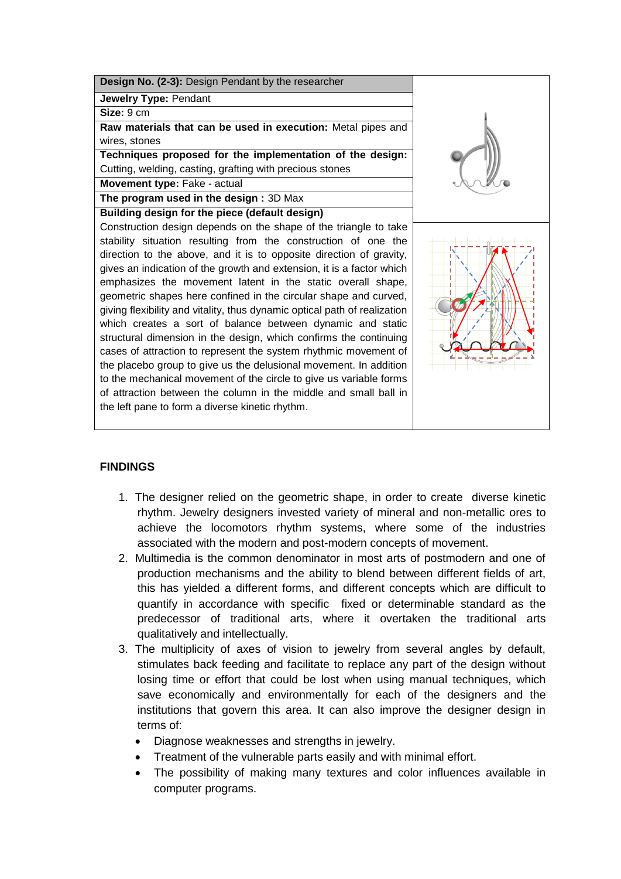| **Design No. (2-3):** Design Pendant by the researcher |
|---|
| **Jewelry Type:** Pendant |
| **Size:** 9 cm |
| **Raw materials that can be used in execution:** Metal pipes and wires, stones |
| **Techniques proposed for the implementation of the design:** Cutting, welding, casting, grafting with precious stones |
| **Movement type:** Fake - actual |
| **The program used in the design :** 3D Max |
| **Building design for the piece (default design)** |
| Construction design depends on the shape of the triangle to take stability situation resulting from the construction of one the direction to the above, and it is to opposite direction of gravity, gives an indication of the growth and extension, it is a factor which emphasizes the movement latent in the static overall shape, geometric shapes here confined in the circular shape and curved, giving flexibility and vitality, thus dynamic optical path of realization which creates a sort of balance between dynamic and static structural dimension in the design, which confirms the continuing cases of attraction to represent the system rhythmic movement of the placebo group to give us the delusional movement. In addition to the mechanical movement of the circle to give us variable forms of attraction between the column in the middle and small ball in the left pane to form a diverse kinetic rhythm. |

## FINDINGS

1. The designer relied on the geometric shape, in order to create diverse kinetic rhythm. Jewelry designers invested variety of mineral and non-metallic ores to achieve the locomotors rhythm systems, where some of the industries associated with the modern and post-modern concepts of movement.
2. Multimedia is the common denominator in most arts of postmodern and one of production mechanisms and the ability to blend between different fields of art, this has yielded a different forms, and different concepts which are difficult to quantify in accordance with specific fixed or determinable standard as the predecessor of traditional arts, where it overtaken the traditional arts qualitatively and intellectually.
3. The multiplicity of axes of vision to jewelry from several angles by default, stimulates back feeding and facilitate to replace any part of the design without losing time or effort that could be lost when using manual techniques, which save economically and environmentally for each of the designers and the institutions that govern this area. It can also improve the designer design in terms of:
   - Diagnose weaknesses and strengths in jewelry.
   - Treatment of the vulnerable parts easily and with minimal effort.
   - The possibility of making many textures and color influences available in computer programs.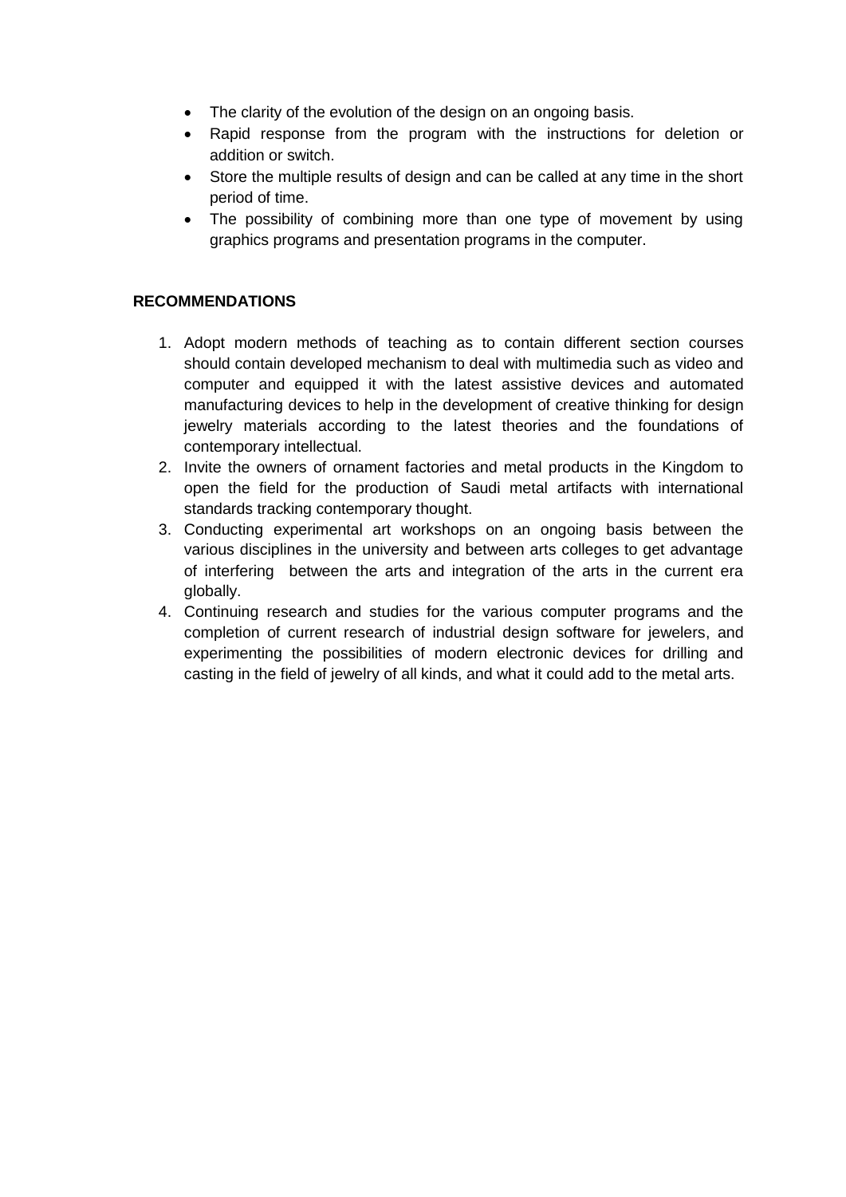- The clarity of the evolution of the design on an ongoing basis.
- Rapid response from the program with the instructions for deletion or addition or switch.
- Store the multiple results of design and can be called at any time in the short period of time.
- The possibility of combining more than one type of movement by using graphics programs and presentation programs in the computer.

## RECOMMENDATIONS

1. Adopt modern methods of teaching as to contain different section courses should contain developed mechanism to deal with multimedia such as video and computer and equipped it with the latest assistive devices and automated manufacturing devices to help in the development of creative thinking for design jewelry materials according to the latest theories and the foundations of contemporary intellectual.
2. Invite the owners of ornament factories and metal products in the Kingdom to open the field for the production of Saudi metal artifacts with international standards tracking contemporary thought.
3. Conducting experimental art workshops on an ongoing basis between the various disciplines in the university and between arts colleges to get advantage of interfering between the arts and integration of the arts in the current era globally.
4. Continuing research and studies for the various computer programs and the completion of current research of industrial design software for jewelers, and experimenting the possibilities of modern electronic devices for drilling and casting in the field of jewelry of all kinds, and what it could add to the metal arts.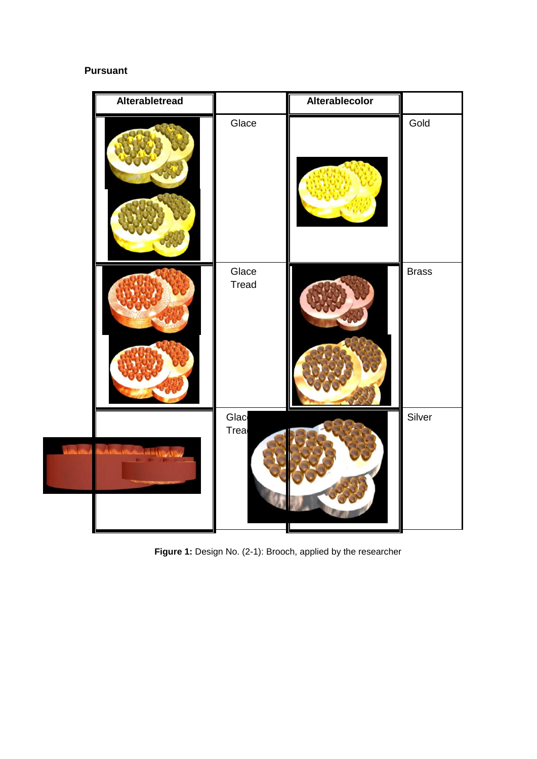**Pursuant**

| Alterabletread | | Alterablecolor | |
|---|---|---|---|
| | Glace | | Gold |
| | Glace Tread | | Brass |
| | Glace Tread | | Silver |

**Figure 1:** Design No. (2-1): Brooch, applied by the researcher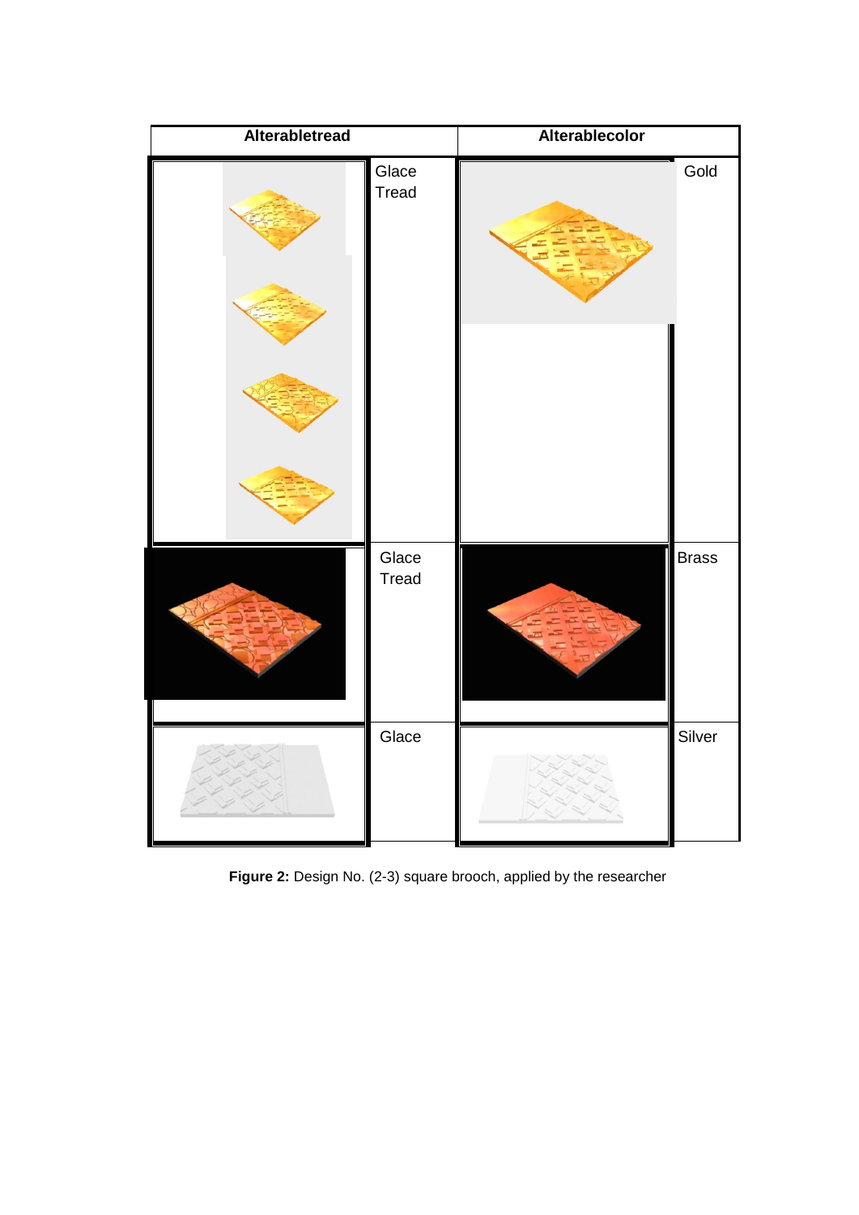| Alterabletread | | Alterablecolor | |
| --- | --- | --- | --- |
| | Glace Tread | | Gold |
| | Glace Tread | | Brass |
| | Glace | | Silver |

**Figure 2:** Design No. (2-3) square brooch, applied by the researcher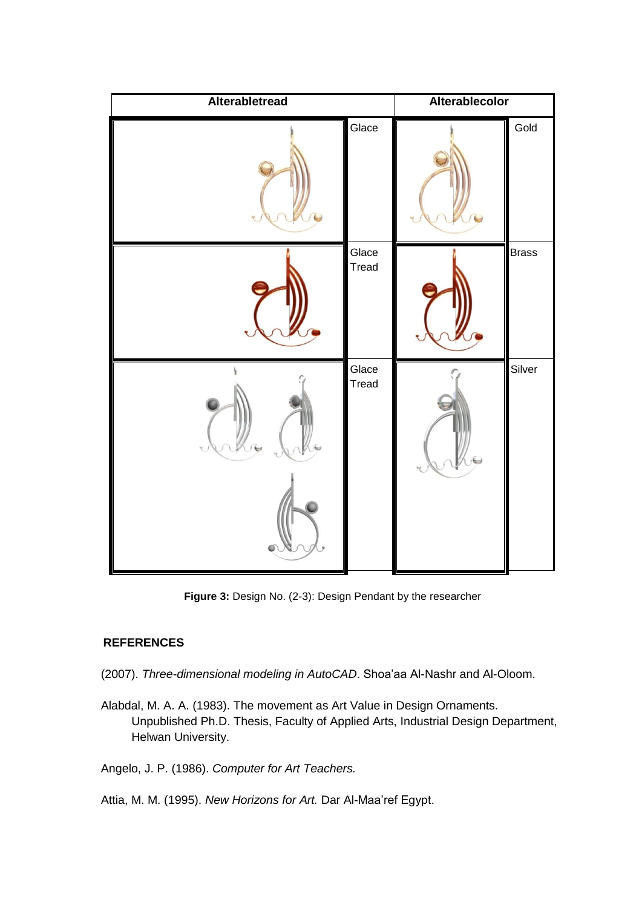| Alterabletread | | Alterablecolor | |
| --- | --- | --- | --- |
| | Glace | | Gold |
| | Glace Tread | | Brass |
| | Glace Tread | | Silver |

**Figure 3:** Design No. (2-3): Design Pendant by the researcher

## REFERENCES

(2007). *Three-dimensional modeling in AutoCAD*. Shoa'aa Al-Nashr and Al-Oloom.

Alabdal, M. A. A. (1983). The movement as Art Value in Design Ornaments. Unpublished Ph.D. Thesis, Faculty of Applied Arts, Industrial Design Department, Helwan University.

Angelo, J. P. (1986). *Computer for Art Teachers.*

Attia, M. M. (1995). *New Horizons for Art.* Dar Al-Maa'ref Egypt.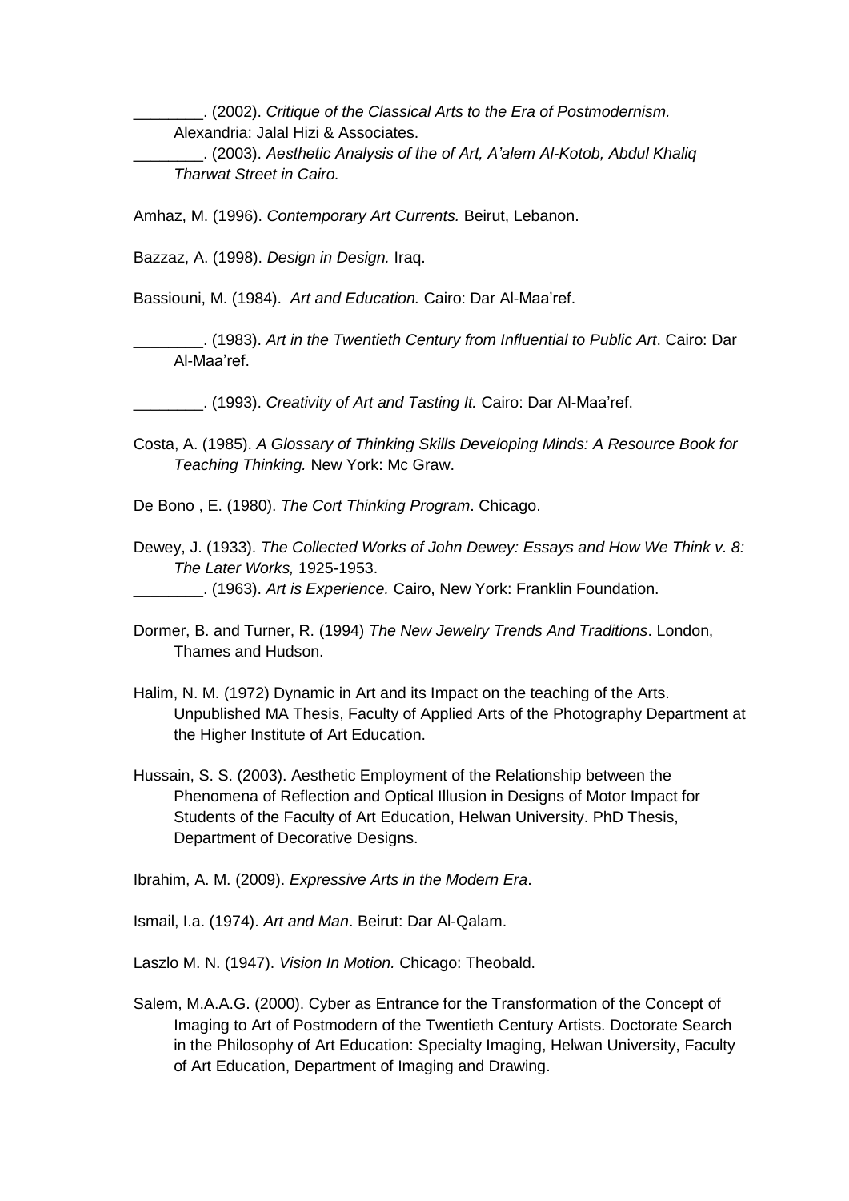________. (2002). *Critique of the Classical Arts to the Era of Postmodernism.* Alexandria: Jalal Hizi & Associates.

________. (2003). *Aesthetic Analysis of the of Art, A'alem Al-Kotob, Abdul Khaliq Tharwat Street in Cairo.*

Amhaz, M. (1996). *Contemporary Art Currents.* Beirut, Lebanon.

Bazzaz, A. (1998). *Design in Design.* Iraq.

Bassiouni, M. (1984). *Art and Education.* Cairo: Dar Al-Maa'ref.

________. (1983). *Art in the Twentieth Century from Influential to Public Art*. Cairo: Dar Al-Maa'ref.

________. (1993). *Creativity of Art and Tasting It.* Cairo: Dar Al-Maa'ref.

Costa, A. (1985). *A Glossary of Thinking Skills Developing Minds: A Resource Book for Teaching Thinking.* New York: Mc Graw.

De Bono , E. (1980). *The Cort Thinking Program*. Chicago.

Dewey, J. (1933). *The Collected Works of John Dewey: Essays and How We Think v. 8: The Later Works,* 1925-1953.

________. (1963). *Art is Experience.* Cairo, New York: Franklin Foundation.

Dormer, B. and Turner, R. (1994) *The New Jewelry Trends And Traditions*. London, Thames and Hudson.

Halim, N. M. (1972) Dynamic in Art and its Impact on the teaching of the Arts. Unpublished MA Thesis, Faculty of Applied Arts of the Photography Department at the Higher Institute of Art Education.

Hussain, S. S. (2003). Aesthetic Employment of the Relationship between the Phenomena of Reflection and Optical Illusion in Designs of Motor Impact for Students of the Faculty of Art Education, Helwan University. PhD Thesis, Department of Decorative Designs.

Ibrahim, A. M. (2009). *Expressive Arts in the Modern Era*.

Ismail, I.a. (1974). *Art and Man*. Beirut: Dar Al-Qalam.

Laszlo M. N. (1947). *Vision In Motion.* Chicago: Theobald.

Salem, M.A.A.G. (2000). Cyber as Entrance for the Transformation of the Concept of Imaging to Art of Postmodern of the Twentieth Century Artists. Doctorate Search in the Philosophy of Art Education: Specialty Imaging, Helwan University, Faculty of Art Education, Department of Imaging and Drawing.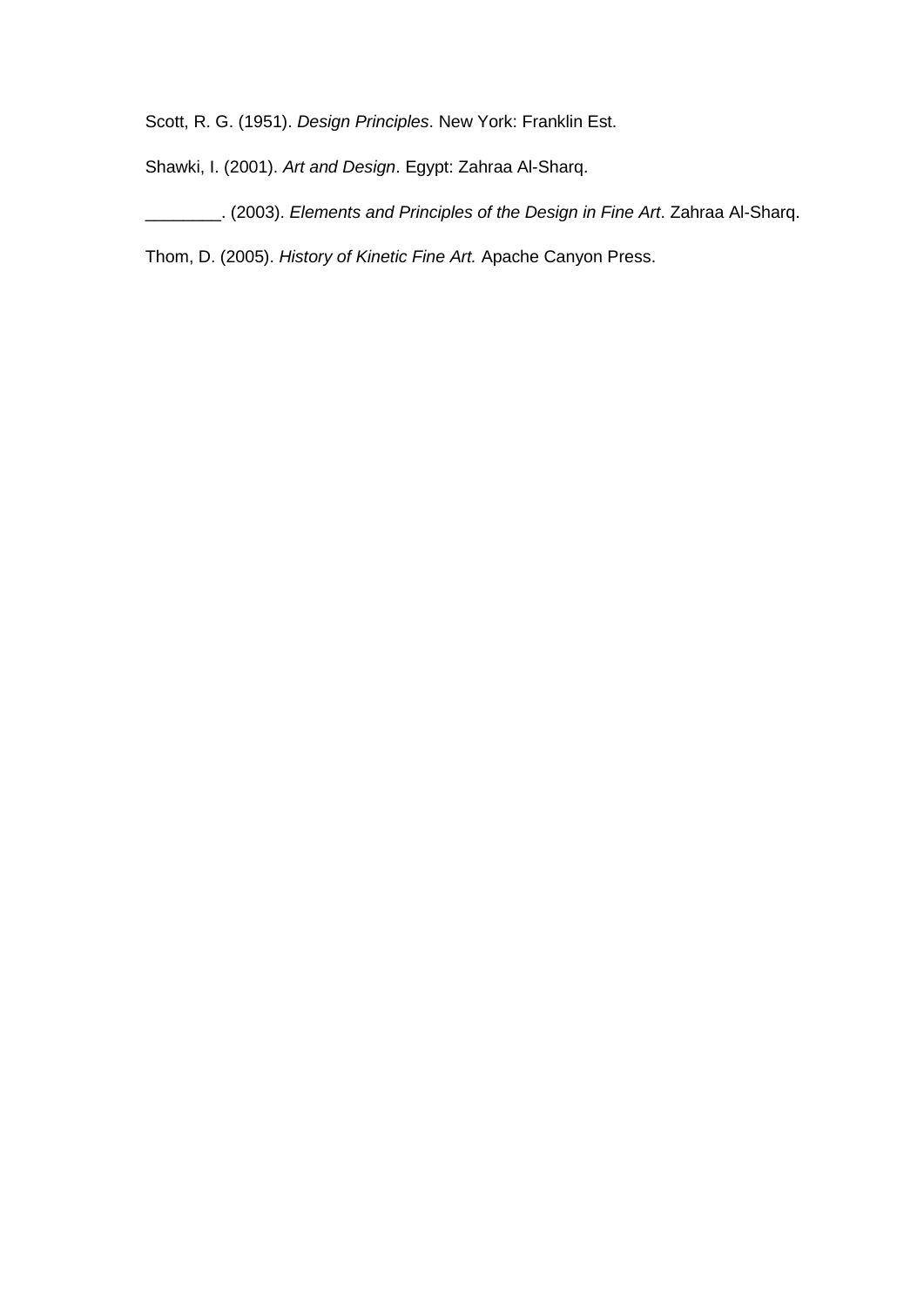Scott, R. G. (1951). *Design Principles*. New York: Franklin Est.

Shawki, I. (2001). *Art and Design*. Egypt: Zahraa Al-Sharq.

________. (2003). *Elements and Principles of the Design in Fine Art*. Zahraa Al-Sharq.

Thom, D. (2005). *History of Kinetic Fine Art.* Apache Canyon Press.